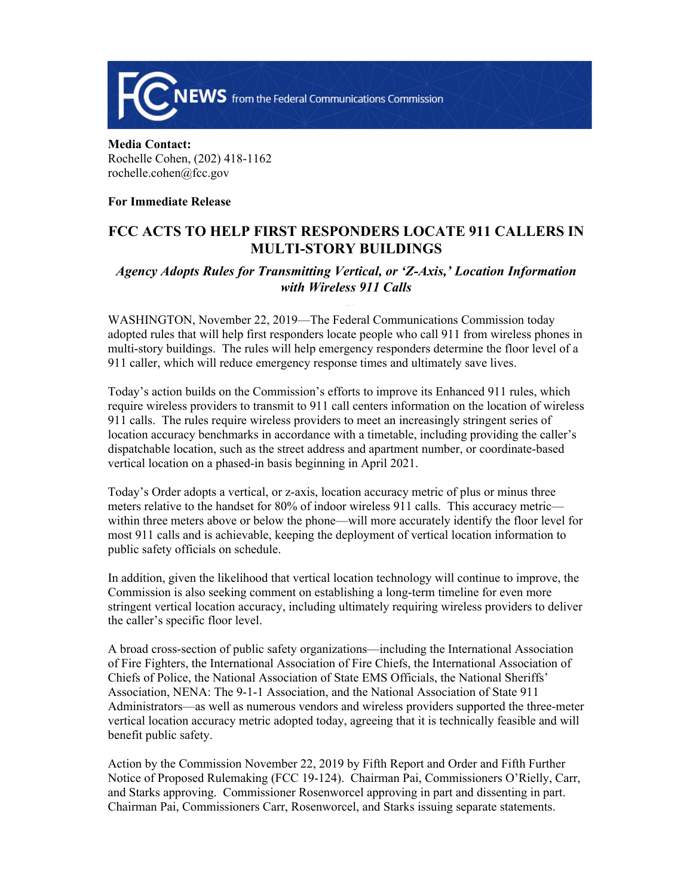**NEWS** from the Federal Communications Commission

**Media Contact:**
Rochelle Cohen, (202) 418-1162
rochelle.cohen@fcc.gov

**For Immediate Release**

# FCC ACTS TO HELP FIRST RESPONDERS LOCATE 911 CALLERS IN MULTI-STORY BUILDINGS

***Agency Adopts Rules for Transmitting Vertical, or 'Z-Axis,' Location Information with Wireless 911 Calls***

WASHINGTON, November 22, 2019—The Federal Communications Commission today adopted rules that will help first responders locate people who call 911 from wireless phones in multi-story buildings. The rules will help emergency responders determine the floor level of a 911 caller, which will reduce emergency response times and ultimately save lives.

Today's action builds on the Commission's efforts to improve its Enhanced 911 rules, which require wireless providers to transmit to 911 call centers information on the location of wireless 911 calls. The rules require wireless providers to meet an increasingly stringent series of location accuracy benchmarks in accordance with a timetable, including providing the caller's dispatchable location, such as the street address and apartment number, or coordinate-based vertical location on a phased-in basis beginning in April 2021.

Today's Order adopts a vertical, or z-axis, location accuracy metric of plus or minus three meters relative to the handset for 80% of indoor wireless 911 calls. This accuracy metric—within three meters above or below the phone—will more accurately identify the floor level for most 911 calls and is achievable, keeping the deployment of vertical location information to public safety officials on schedule.

In addition, given the likelihood that vertical location technology will continue to improve, the Commission is also seeking comment on establishing a long-term timeline for even more stringent vertical location accuracy, including ultimately requiring wireless providers to deliver the caller's specific floor level.

A broad cross-section of public safety organizations—including the International Association of Fire Fighters, the International Association of Fire Chiefs, the International Association of Chiefs of Police, the National Association of State EMS Officials, the National Sheriffs' Association, NENA: The 9-1-1 Association, and the National Association of State 911 Administrators—as well as numerous vendors and wireless providers supported the three-meter vertical location accuracy metric adopted today, agreeing that it is technically feasible and will benefit public safety.

Action by the Commission November 22, 2019 by Fifth Report and Order and Fifth Further Notice of Proposed Rulemaking (FCC 19-124). Chairman Pai, Commissioners O'Rielly, Carr, and Starks approving. Commissioner Rosenworcel approving in part and dissenting in part. Chairman Pai, Commissioners Carr, Rosenworcel, and Starks issuing separate statements.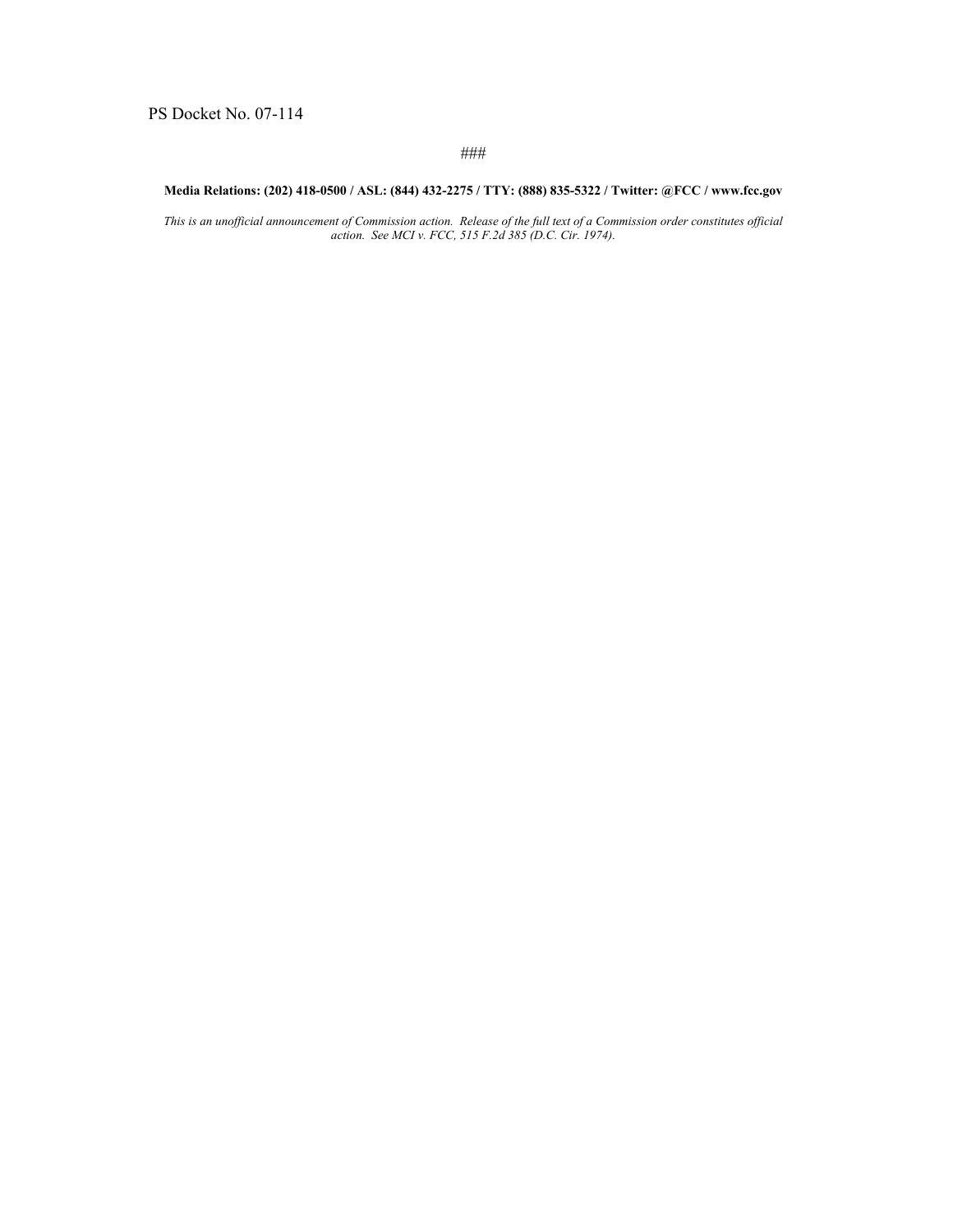PS Docket No. 07-114

###

**Media Relations: (202) 418-0500 / ASL: (844) 432-2275 / TTY: (888) 835-5322 / Twitter: @FCC / www.fcc.gov**

*This is an unofficial announcement of Commission action. Release of the full text of a Commission order constitutes official action. See MCI v. FCC, 515 F.2d 385 (D.C. Cir. 1974).*